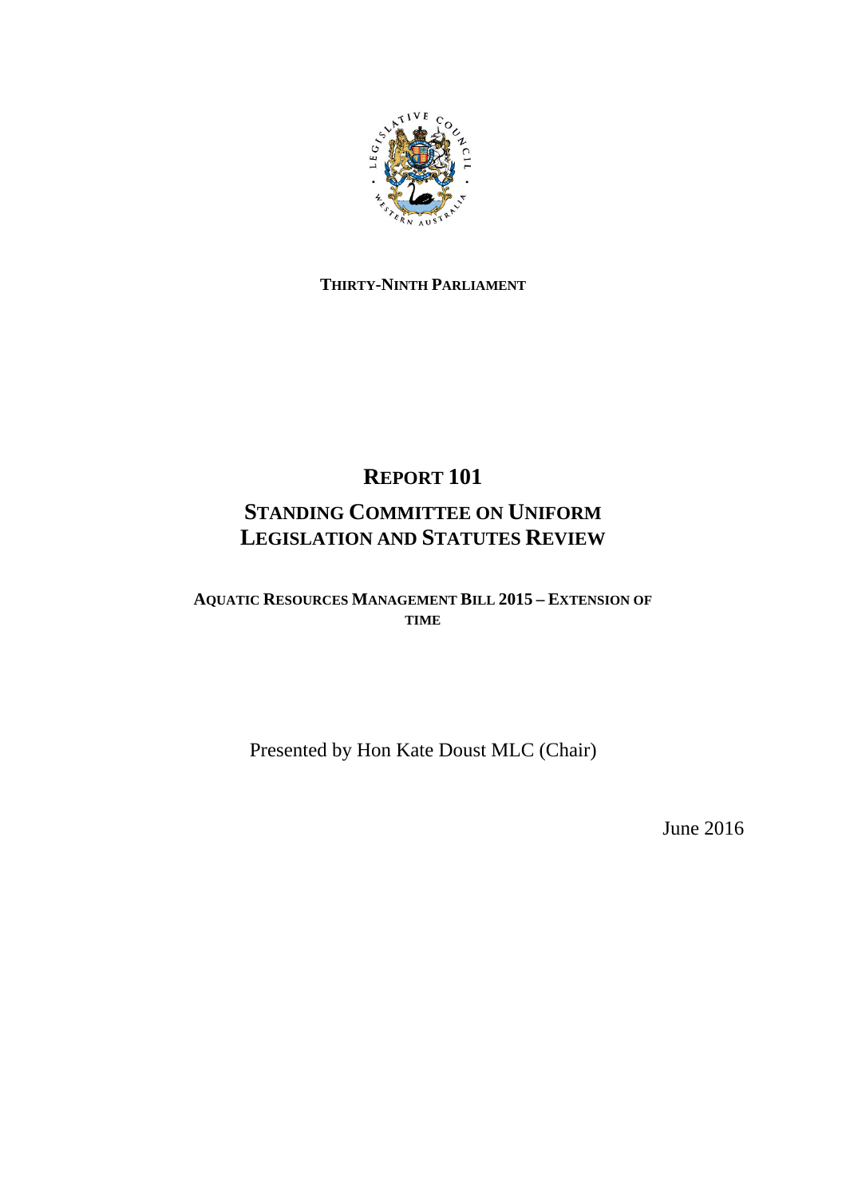**THIRTY-NINTH PARLIAMENT**

# REPORT 101

## STANDING COMMITTEE ON UNIFORM LEGISLATION AND STATUTES REVIEW

**AQUATIC RESOURCES MANAGEMENT BILL 2015 – EXTENSION OF TIME**

Presented by Hon Kate Doust MLC (Chair)

June 2016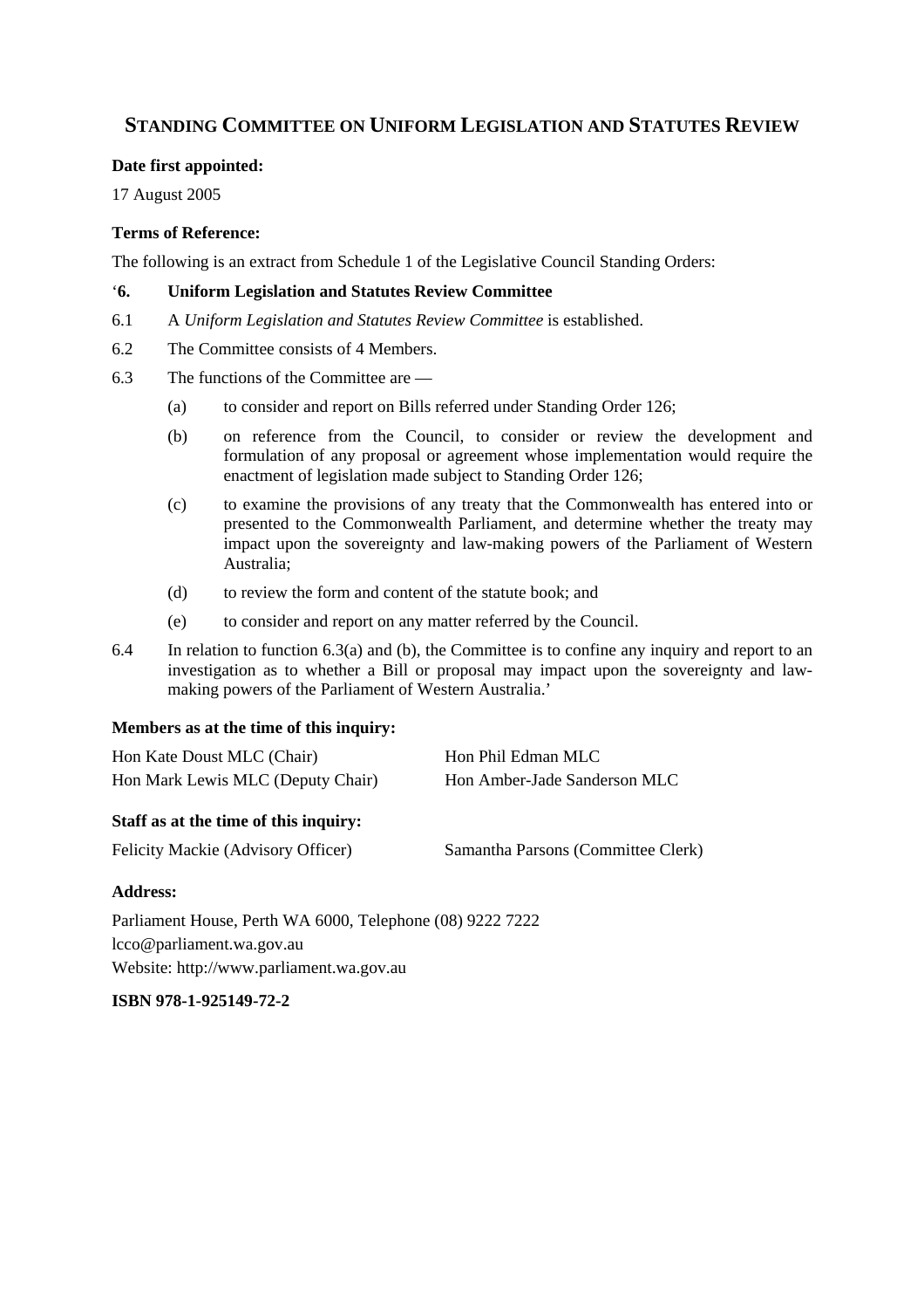## STANDING COMMITTEE ON UNIFORM LEGISLATION AND STATUTES REVIEW

**Date first appointed:**

17 August 2005

**Terms of Reference:**

The following is an extract from Schedule 1 of the Legislative Council Standing Orders:

'**6. Uniform Legislation and Statutes Review Committee**

6.1 A *Uniform Legislation and Statutes Review Committee* is established.

6.2 The Committee consists of 4 Members.

6.3 The functions of the Committee are —

- (a) to consider and report on Bills referred under Standing Order 126;
- (b) on reference from the Council, to consider or review the development and formulation of any proposal or agreement whose implementation would require the enactment of legislation made subject to Standing Order 126;
- (c) to examine the provisions of any treaty that the Commonwealth has entered into or presented to the Commonwealth Parliament, and determine whether the treaty may impact upon the sovereignty and law-making powers of the Parliament of Western Australia;
- (d) to review the form and content of the statute book; and
- (e) to consider and report on any matter referred by the Council.

6.4 In relation to function 6.3(a) and (b), the Committee is to confine any inquiry and report to an investigation as to whether a Bill or proposal may impact upon the sovereignty and law-making powers of the Parliament of Western Australia.'

**Members as at the time of this inquiry:**

Hon Kate Doust MLC (Chair)
Hon Mark Lewis MLC (Deputy Chair)
Hon Phil Edman MLC
Hon Amber-Jade Sanderson MLC

**Staff as at the time of this inquiry:**

Felicity Mackie (Advisory Officer)
Samantha Parsons (Committee Clerk)

**Address:**

Parliament House, Perth WA 6000, Telephone (08) 9222 7222
lcco@parliament.wa.gov.au
Website: http://www.parliament.wa.gov.au

**ISBN 978-1-925149-72-2**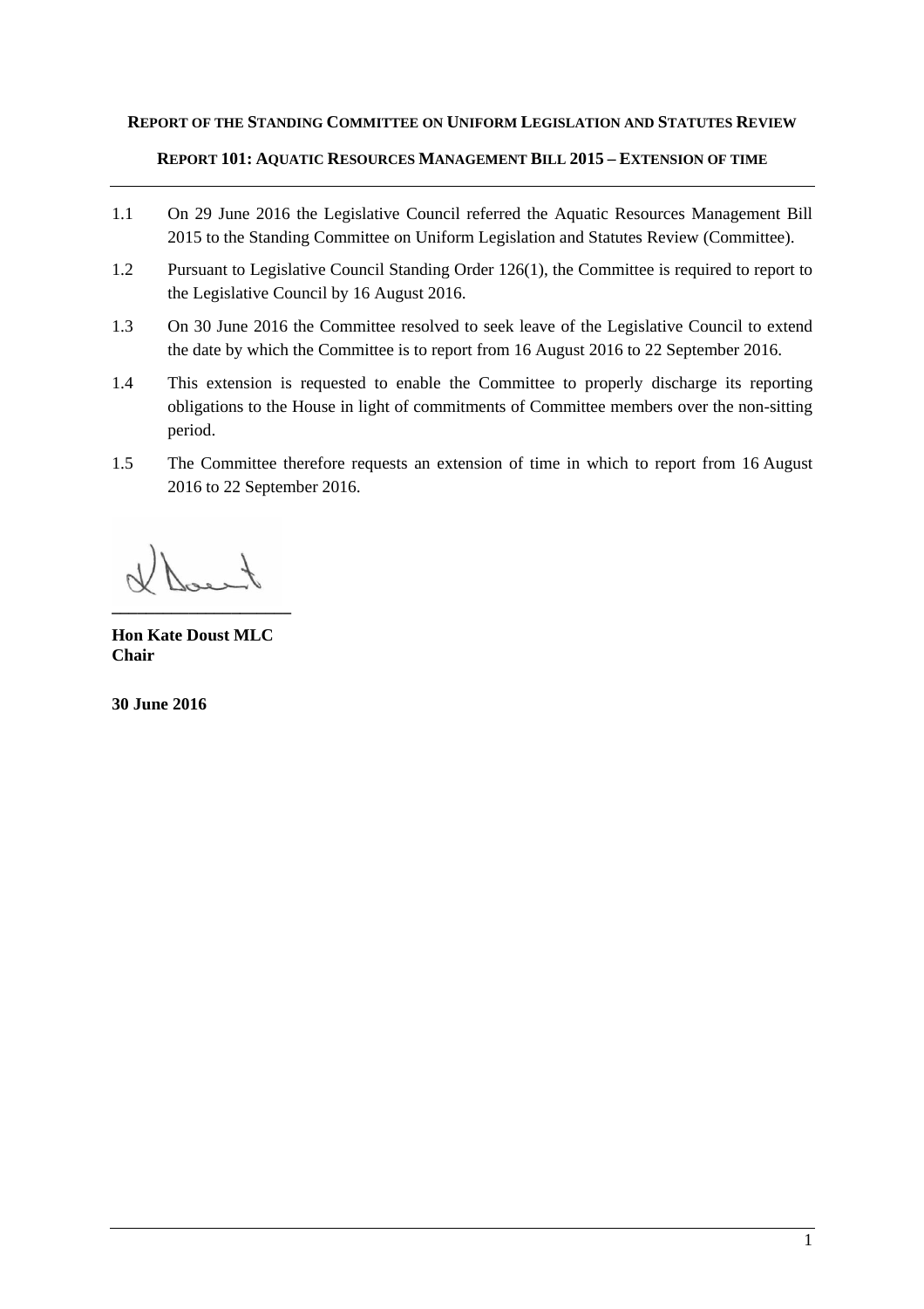**REPORT OF THE STANDING COMMITTEE ON UNIFORM LEGISLATION AND STATUTES REVIEW**

**REPORT 101: AQUATIC RESOURCES MANAGEMENT BILL 2015 – EXTENSION OF TIME**

1.1 On 29 June 2016 the Legislative Council referred the Aquatic Resources Management Bill 2015 to the Standing Committee on Uniform Legislation and Statutes Review (Committee).

1.2 Pursuant to Legislative Council Standing Order 126(1), the Committee is required to report to the Legislative Council by 16 August 2016.

1.3 On 30 June 2016 the Committee resolved to seek leave of the Legislative Council to extend the date by which the Committee is to report from 16 August 2016 to 22 September 2016.

1.4 This extension is requested to enable the Committee to properly discharge its reporting obligations to the House in light of commitments of Committee members over the non-sitting period.

1.5 The Committee therefore requests an extension of time in which to report from 16 August 2016 to 22 September 2016.

**Hon Kate Doust MLC**
**Chair**

**30 June 2016**